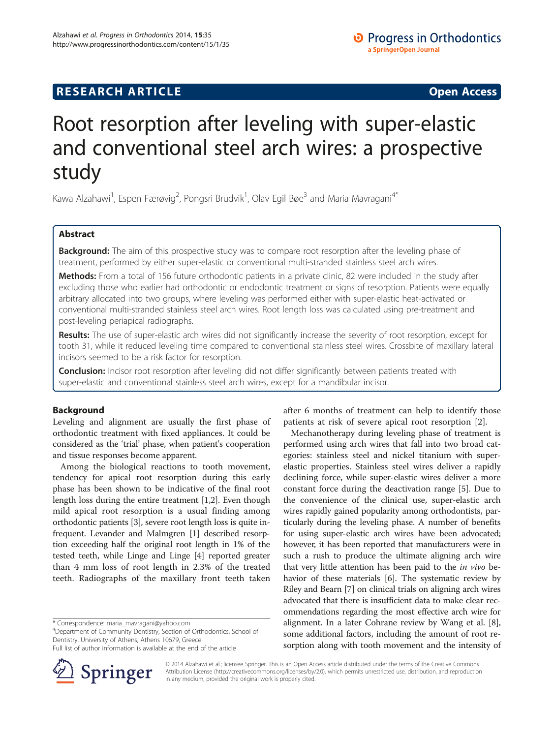RESEARCH ARTICLE Open Access

# Root resorption after leveling with super-elastic and conventional steel arch wires: a prospective study

Kawa Alzahawi[1], Espen Færøvig[2], Pongsri Brudvik[1], Olav Egil Bøe[3] and Maria Mavragani[4*]

## Abstract

**Background:** The aim of this prospective study was to compare root resorption after the leveling phase of treatment, performed by either super-elastic or conventional multi-stranded stainless steel arch wires.

**Methods:** From a total of 156 future orthodontic patients in a private clinic, 82 were included in the study after excluding those who earlier had orthodontic or endodontic treatment or signs of resorption. Patients were equally arbitrary allocated into two groups, where leveling was performed either with super-elastic heat-activated or conventional multi-stranded stainless steel arch wires. Root length loss was calculated using pre-treatment and post-leveling periapical radiographs.

**Results:** The use of super-elastic arch wires did not significantly increase the severity of root resorption, except for tooth 31, while it reduced leveling time compared to conventional stainless steel wires. Crossbite of maxillary lateral incisors seemed to be a risk factor for resorption.

**Conclusion:** Incisor root resorption after leveling did not differ significantly between patients treated with super-elastic and conventional stainless steel arch wires, except for a mandibular incisor.

## Background

Leveling and alignment are usually the first phase of orthodontic treatment with fixed appliances. It could be considered as the 'trial' phase, when patient's cooperation and tissue responses become apparent.

Among the biological reactions to tooth movement, tendency for apical root resorption during this early phase has been shown to be indicative of the final root length loss during the entire treatment [1,2]. Even though mild apical root resorption is a usual finding among orthodontic patients [3], severe root length loss is quite infrequent. Levander and Malmgren [1] described resorption exceeding half the original root length in 1% of the tested teeth, while Linge and Linge [4] reported greater than 4 mm loss of root length in 2.3% of the treated teeth. Radiographs of the maxillary front teeth taken after 6 months of treatment can help to identify those patients at risk of severe apical root resorption [2].

Mechanotherapy during leveling phase of treatment is performed using arch wires that fall into two broad categories: stainless steel and nickel titanium with super-elastic properties. Stainless steel wires deliver a rapidly declining force, while super-elastic wires deliver a more constant force during the deactivation range [5]. Due to the convenience of the clinical use, super-elastic arch wires rapidly gained popularity among orthodontists, particularly during the leveling phase. A number of benefits for using super-elastic arch wires have been advocated; however, it has been reported that manufacturers were in such a rush to produce the ultimate aligning arch wire that very little attention has been paid to the *in vivo* behavior of these materials [6]. The systematic review by Riley and Bearn [7] on clinical trials on aligning arch wires advocated that there is insufficient data to make clear recommendations regarding the most effective arch wire for alignment. In a later Cohrane review by Wang et al. [8], some additional factors, including the amount of root resorption along with tooth movement and the intensity of

\* Correspondence: maria_mavragani@yahoo.com
[4]Department of Community Dentistry, Section of Orthodontics, School of Dentistry, University of Athens, Athens 10679, Greece
Full list of author information is available at the end of the article

© 2014 Alzahawi et al.; licensee Springer. This is an Open Access article distributed under the terms of the Creative Commons Attribution License (http://creativecommons.org/licenses/by/2.0), which permits unrestricted use, distribution, and reproduction in any medium, provided the original work is properly cited.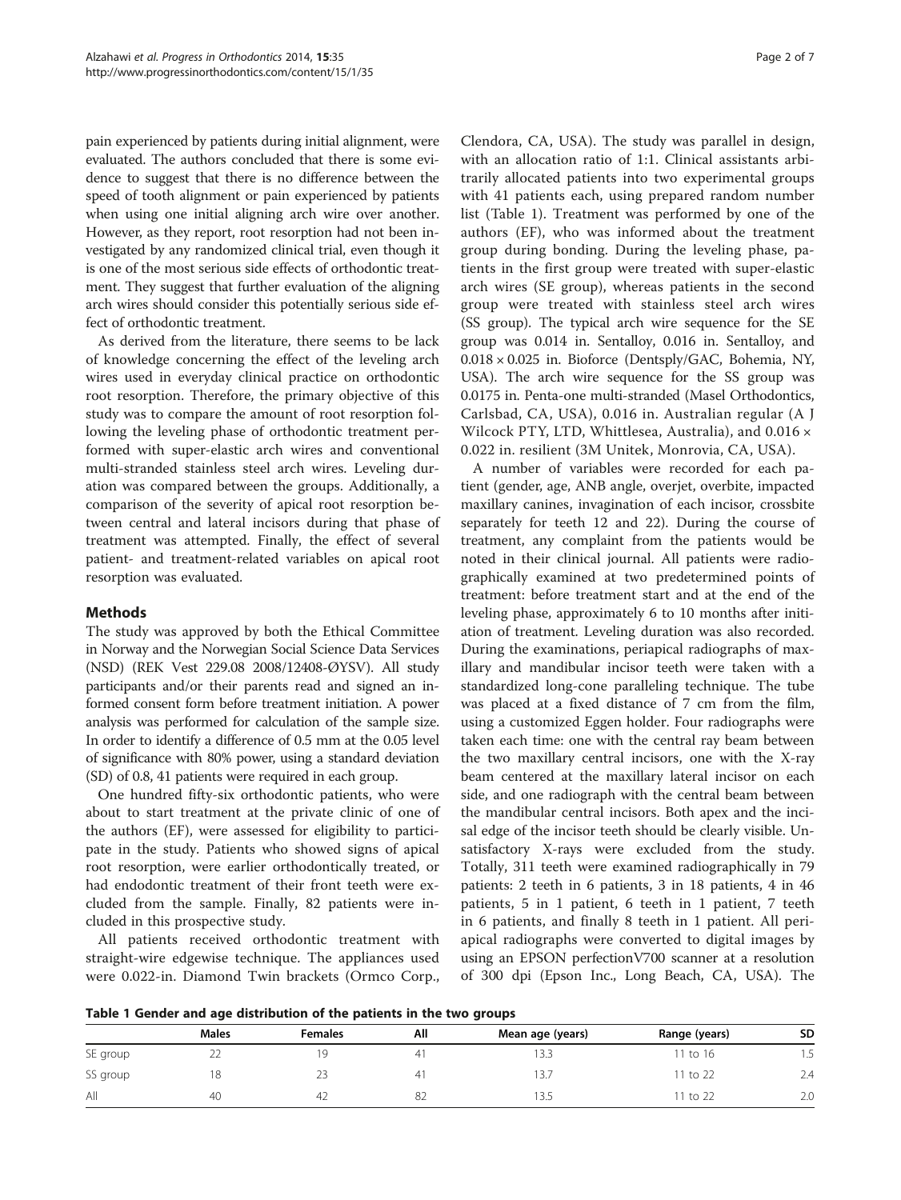pain experienced by patients during initial alignment, were evaluated. The authors concluded that there is some evidence to suggest that there is no difference between the speed of tooth alignment or pain experienced by patients when using one initial aligning arch wire over another. However, as they report, root resorption had not been investigated by any randomized clinical trial, even though it is one of the most serious side effects of orthodontic treatment. They suggest that further evaluation of the aligning arch wires should consider this potentially serious side effect of orthodontic treatment.

As derived from the literature, there seems to be lack of knowledge concerning the effect of the leveling arch wires used in everyday clinical practice on orthodontic root resorption. Therefore, the primary objective of this study was to compare the amount of root resorption following the leveling phase of orthodontic treatment performed with super-elastic arch wires and conventional multi-stranded stainless steel arch wires. Leveling duration was compared between the groups. Additionally, a comparison of the severity of apical root resorption between central and lateral incisors during that phase of treatment was attempted. Finally, the effect of several patient- and treatment-related variables on apical root resorption was evaluated.

## Methods

The study was approved by both the Ethical Committee in Norway and the Norwegian Social Science Data Services (NSD) (REK Vest 229.08 2008/12408-ØYSV). All study participants and/or their parents read and signed an informed consent form before treatment initiation. A power analysis was performed for calculation of the sample size. In order to identify a difference of 0.5 mm at the 0.05 level of significance with 80% power, using a standard deviation (SD) of 0.8, 41 patients were required in each group.

One hundred fifty-six orthodontic patients, who were about to start treatment at the private clinic of one of the authors (EF), were assessed for eligibility to participate in the study. Patients who showed signs of apical root resorption, were earlier orthodontically treated, or had endodontic treatment of their front teeth were excluded from the sample. Finally, 82 patients were included in this prospective study.

All patients received orthodontic treatment with straight-wire edgewise technique. The appliances used were 0.022-in. Diamond Twin brackets (Ormco Corp., Clendora, CA, USA). The study was parallel in design, with an allocation ratio of 1:1. Clinical assistants arbitrarily allocated patients into two experimental groups with 41 patients each, using prepared random number list (Table 1). Treatment was performed by one of the authors (EF), who was informed about the treatment group during bonding. During the leveling phase, patients in the first group were treated with super-elastic arch wires (SE group), whereas patients in the second group were treated with stainless steel arch wires (SS group). The typical arch wire sequence for the SE group was 0.014 in. Sentalloy, 0.016 in. Sentalloy, and 0.018 × 0.025 in. Bioforce (Dentsply/GAC, Bohemia, NY, USA). The arch wire sequence for the SS group was 0.0175 in. Penta-one multi-stranded (Masel Orthodontics, Carlsbad, CA, USA), 0.016 in. Australian regular (A J Wilcock PTY, LTD, Whittlesea, Australia), and 0.016 × 0.022 in. resilient (3M Unitek, Monrovia, CA, USA).

A number of variables were recorded for each patient (gender, age, ANB angle, overjet, overbite, impacted maxillary canines, invagination of each incisor, crossbite separately for teeth 12 and 22). During the course of treatment, any complaint from the patients would be noted in their clinical journal. All patients were radiographically examined at two predetermined points of treatment: before treatment start and at the end of the leveling phase, approximately 6 to 10 months after initiation of treatment. Leveling duration was also recorded. During the examinations, periapical radiographs of maxillary and mandibular incisor teeth were taken with a standardized long-cone paralleling technique. The tube was placed at a fixed distance of 7 cm from the film, using a customized Eggen holder. Four radiographs were taken each time: one with the central ray beam between the two maxillary central incisors, one with the X-ray beam centered at the maxillary lateral incisor on each side, and one radiograph with the central beam between the mandibular central incisors. Both apex and the incisal edge of the incisor teeth should be clearly visible. Unsatisfactory X-rays were excluded from the study. Totally, 311 teeth were examined radiographically in 79 patients: 2 teeth in 6 patients, 3 in 18 patients, 4 in 46 patients, 5 in 1 patient, 6 teeth in 1 patient, 7 teeth in 6 patients, and finally 8 teeth in 1 patient. All periapical radiographs were converted to digital images by using an EPSON perfectionV700 scanner at a resolution of 300 dpi (Epson Inc., Long Beach, CA, USA). The

**Table 1 Gender and age distribution of the patients in the two groups**

| | Males | Females | All | Mean age (years) | Range (years) | SD |
|---|---|---|---|---|---|---|
| SE group | 22 | 19 | 41 | 13.3 | 11 to 16 | 1.5 |
| SS group | 18 | 23 | 41 | 13.7 | 11 to 22 | 2.4 |
| All | 40 | 42 | 82 | 13.5 | 11 to 22 | 2.0 |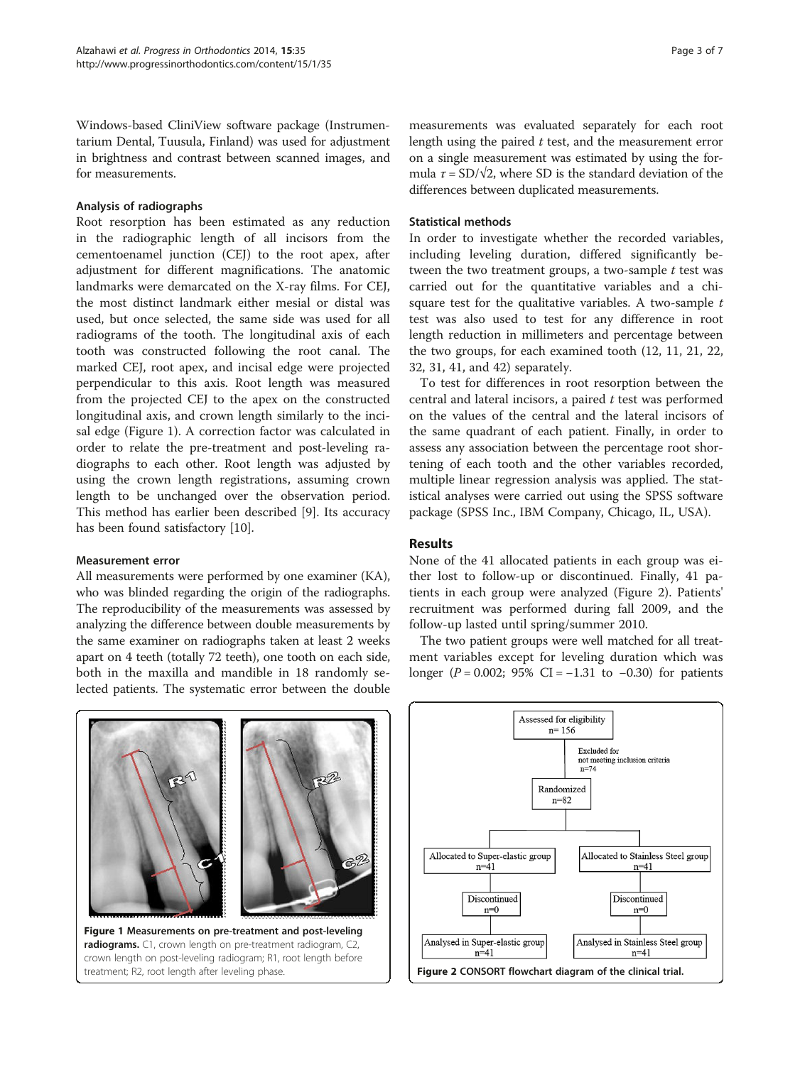Windows-based CliniView software package (Instrumentarium Dental, Tuusula, Finland) was used for adjustment in brightness and contrast between scanned images, and for measurements.

### Analysis of radiographs

Root resorption has been estimated as any reduction in the radiographic length of all incisors from the cementoenamel junction (CEJ) to the root apex, after adjustment for different magnifications. The anatomic landmarks were demarcated on the X-ray films. For CEJ, the most distinct landmark either mesial or distal was used, but once selected, the same side was used for all radiograms of the tooth. The longitudinal axis of each tooth was constructed following the root canal. The marked CEJ, root apex, and incisal edge were projected perpendicular to this axis. Root length was measured from the projected CEJ to the apex on the constructed longitudinal axis, and crown length similarly to the incisal edge (Figure 1). A correction factor was calculated in order to relate the pre-treatment and post-leveling radiographs to each other. Root length was adjusted by using the crown length registrations, assuming crown length to be unchanged over the observation period. This method has earlier been described [9]. Its accuracy has been found satisfactory [10].

### Measurement error

All measurements were performed by one examiner (KA), who was blinded regarding the origin of the radiographs. The reproducibility of the measurements was assessed by analyzing the difference between double measurements by the same examiner on radiographs taken at least 2 weeks apart on 4 teeth (totally 72 teeth), one tooth on each side, both in the maxilla and mandible in 18 randomly selected patients. The systematic error between the double measurements was evaluated separately for each root length using the paired *t* test, and the measurement error on a single measurement was estimated by using the formula $\tau = SD/\sqrt{2}$, where SD is the standard deviation of the differences between duplicated measurements.

**Figure 1 Measurements on pre-treatment and post-leveling radiograms.** C1, crown length on pre-treatment radiogram, C2, crown length on post-leveling radiogram; R1, root length before treatment; R2, root length after leveling phase.

### Statistical methods

In order to investigate whether the recorded variables, including leveling duration, differed significantly between the two treatment groups, a two-sample *t* test was carried out for the quantitative variables and a chi-square test for the qualitative variables. A two-sample *t* test was also used to test for any difference in root length reduction in millimeters and percentage between the two groups, for each examined tooth (12, 11, 21, 22, 32, 31, 41, and 42) separately.

To test for differences in root resorption between the central and lateral incisors, a paired *t* test was performed on the values of the central and the lateral incisors of the same quadrant of each patient. Finally, in order to assess any association between the percentage root shortening of each tooth and the other variables recorded, multiple linear regression analysis was applied. The statistical analyses were carried out using the SPSS software package (SPSS Inc., IBM Company, Chicago, IL, USA).

## Results

None of the 41 allocated patients in each group was either lost to follow-up or discontinued. Finally, 41 patients in each group were analyzed (Figure 2). Patients' recruitment was performed during fall 2009, and the follow-up lasted until spring/summer 2010.

The two patient groups were well matched for all treatment variables except for leveling duration which was longer ($P = 0.002$; 95% CI = −1.31 to −0.30) for patients

**Figure 2 CONSORT flowchart diagram of the clinical trial.**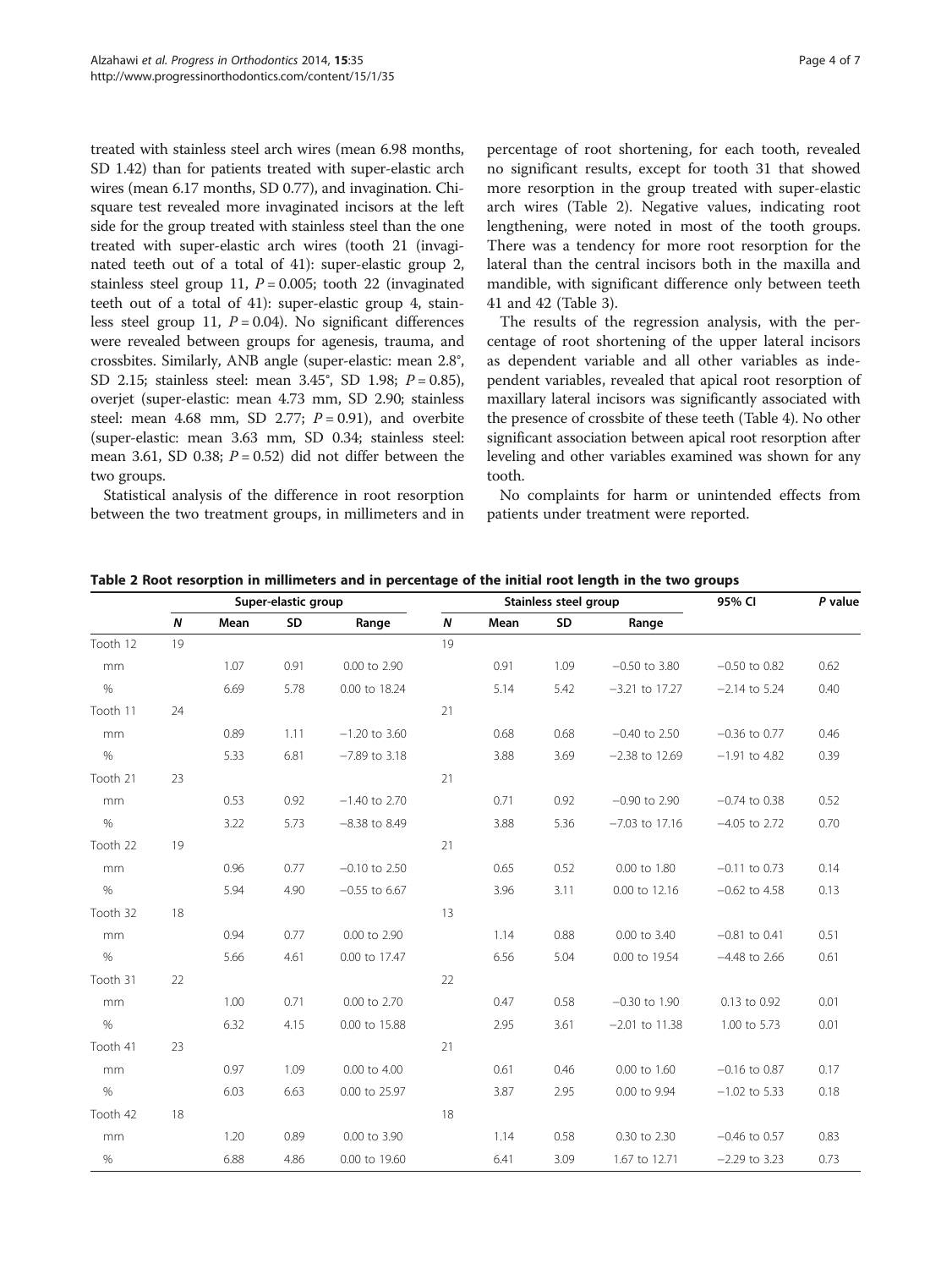treated with stainless steel arch wires (mean 6.98 months, SD 1.42) than for patients treated with super-elastic arch wires (mean 6.17 months, SD 0.77), and invagination. Chi-square test revealed more invaginated incisors at the left side for the group treated with stainless steel than the one treated with super-elastic arch wires (tooth 21 (invaginated teeth out of a total of 41): super-elastic group 2, stainless steel group 11, $P = 0.005$; tooth 22 (invaginated teeth out of a total of 41): super-elastic group 4, stainless steel group 11, $P = 0.04$). No significant differences were revealed between groups for agenesis, trauma, and crossbites. Similarly, ANB angle (super-elastic: mean 2.8°, SD 2.15; stainless steel: mean 3.45°, SD 1.98; $P = 0.85$), overjet (super-elastic: mean 4.73 mm, SD 2.90; stainless steel: mean 4.68 mm, SD 2.77; $P = 0.91$), and overbite (super-elastic: mean 3.63 mm, SD 0.34; stainless steel: mean 3.61, SD 0.38; $P = 0.52$) did not differ between the two groups.

Statistical analysis of the difference in root resorption between the two treatment groups, in millimeters and in percentage of root shortening, for each tooth, revealed no significant results, except for tooth 31 that showed more resorption in the group treated with super-elastic arch wires (Table 2). Negative values, indicating root lengthening, were noted in most of the tooth groups. There was a tendency for more root resorption for the lateral than the central incisors both in the maxilla and mandible, with significant difference only between teeth 41 and 42 (Table 3).

The results of the regression analysis, with the percentage of root shortening of the upper lateral incisors as dependent variable and all other variables as independent variables, revealed that apical root resorption of maxillary lateral incisors was significantly associated with the presence of crossbite of these teeth (Table 4). No other significant association between apical root resorption after leveling and other variables examined was shown for any tooth.

No complaints for harm or unintended effects from patients under treatment were reported.

**Table 2 Root resorption in millimeters and in percentage of the initial root length in the two groups**

| | Super-elastic group | | | | Stainless steel group | | | | 95% CI | *P* value |
|---|---|---|---|---|---|---|---|---|---|---|
| | ***N*** | **Mean** | **SD** | **Range** | ***N*** | **Mean** | **SD** | **Range** | | |
| Tooth 12 | 19 | | | | 19 | | | | | |
| mm | | 1.07 | 0.91 | 0.00 to 2.90 | | 0.91 | 1.09 | −0.50 to 3.80 | −0.50 to 0.82 | 0.62 |
| % | | 6.69 | 5.78 | 0.00 to 18.24 | | 5.14 | 5.42 | −3.21 to 17.27 | −2.14 to 5.24 | 0.40 |
| Tooth 11 | 24 | | | | 21 | | | | | |
| mm | | 0.89 | 1.11 | −1.20 to 3.60 | | 0.68 | 0.68 | −0.40 to 2.50 | −0.36 to 0.77 | 0.46 |
| % | | 5.33 | 6.81 | −7.89 to 3.18 | | 3.88 | 3.69 | −2.38 to 12.69 | −1.91 to 4.82 | 0.39 |
| Tooth 21 | 23 | | | | 21 | | | | | |
| mm | | 0.53 | 0.92 | −1.40 to 2.70 | | 0.71 | 0.92 | −0.90 to 2.90 | −0.74 to 0.38 | 0.52 |
| % | | 3.22 | 5.73 | −8.38 to 8.49 | | 3.88 | 5.36 | −7.03 to 17.16 | −4.05 to 2.72 | 0.70 |
| Tooth 22 | 19 | | | | 21 | | | | | |
| mm | | 0.96 | 0.77 | −0.10 to 2.50 | | 0.65 | 0.52 | 0.00 to 1.80 | −0.11 to 0.73 | 0.14 |
| % | | 5.94 | 4.90 | −0.55 to 6.67 | | 3.96 | 3.11 | 0.00 to 12.16 | −0.62 to 4.58 | 0.13 |
| Tooth 32 | 18 | | | | 13 | | | | | |
| mm | | 0.94 | 0.77 | 0.00 to 2.90 | | 1.14 | 0.88 | 0.00 to 3.40 | −0.81 to 0.41 | 0.51 |
| % | | 5.66 | 4.61 | 0.00 to 17.47 | | 6.56 | 5.04 | 0.00 to 19.54 | −4.48 to 2.66 | 0.61 |
| Tooth 31 | 22 | | | | 22 | | | | | |
| mm | | 1.00 | 0.71 | 0.00 to 2.70 | | 0.47 | 0.58 | −0.30 to 1.90 | 0.13 to 0.92 | 0.01 |
| % | | 6.32 | 4.15 | 0.00 to 15.88 | | 2.95 | 3.61 | −2.01 to 11.38 | 1.00 to 5.73 | 0.01 |
| Tooth 41 | 23 | | | | 21 | | | | | |
| mm | | 0.97 | 1.09 | 0.00 to 4.00 | | 0.61 | 0.46 | 0.00 to 1.60 | −0.16 to 0.87 | 0.17 |
| % | | 6.03 | 6.63 | 0.00 to 25.97 | | 3.87 | 2.95 | 0.00 to 9.94 | −1.02 to 5.33 | 0.18 |
| Tooth 42 | 18 | | | | 18 | | | | | |
| mm | | 1.20 | 0.89 | 0.00 to 3.90 | | 1.14 | 0.58 | 0.30 to 2.30 | −0.46 to 0.57 | 0.83 |
| % | | 6.88 | 4.86 | 0.00 to 19.60 | | 6.41 | 3.09 | 1.67 to 12.71 | −2.29 to 3.23 | 0.73 |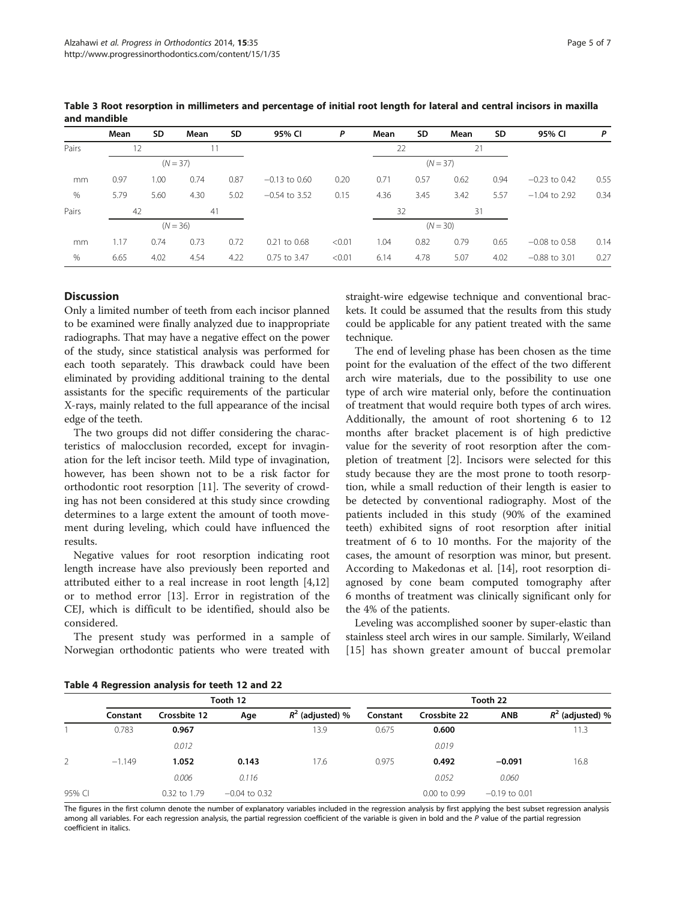**Table 3 Root resorption in millimeters and percentage of initial root length for lateral and central incisors in maxilla and mandible**

| | Mean | SD | Mean | SD | 95% CI | *P* | Mean | SD | Mean | SD | 95% CI | *P* |
|---|---|---|---|---|---|---|---|---|---|---|---|---|
| Pairs | 12 | | 11 | | | | 22 | | 21 | | | |
| | (*N* = 37) | | | | | | (*N* = 37) | | | | | |
| mm | 0.97 | 1.00 | 0.74 | 0.87 | −0.13 to 0.60 | 0.20 | 0.71 | 0.57 | 0.62 | 0.94 | −0.23 to 0.42 | 0.55 |
| % | 5.79 | 5.60 | 4.30 | 5.02 | −0.54 to 3.52 | 0.15 | 4.36 | 3.45 | 3.42 | 5.57 | −1.04 to 2.92 | 0.34 |
| Pairs | 42 | | 41 | | | | 32 | | 31 | | | |
| | (*N* = 36) | | | | | | (*N* = 30) | | | | | |
| mm | 1.17 | 0.74 | 0.73 | 0.72 | 0.21 to 0.68 | <0.01 | 1.04 | 0.82 | 0.79 | 0.65 | −0.08 to 0.58 | 0.14 |
| % | 6.65 | 4.02 | 4.54 | 4.22 | 0.75 to 3.47 | <0.01 | 6.14 | 4.78 | 5.07 | 4.02 | −0.88 to 3.01 | 0.27 |

## Discussion

Only a limited number of teeth from each incisor planned to be examined were finally analyzed due to inappropriate radiographs. That may have a negative effect on the power of the study, since statistical analysis was performed for each tooth separately. This drawback could have been eliminated by providing additional training to the dental assistants for the specific requirements of the particular X-rays, mainly related to the full appearance of the incisal edge of the teeth.

The two groups did not differ considering the characteristics of malocclusion recorded, except for invagination for the left incisor teeth. Mild type of invagination, however, has been shown not to be a risk factor for orthodontic root resorption [11]. The severity of crowding has not been considered at this study since crowding determines to a large extent the amount of tooth movement during leveling, which could have influenced the results.

Negative values for root resorption indicating root length increase have also previously been reported and attributed either to a real increase in root length [4,12] or to method error [13]. Error in registration of the CEJ, which is difficult to be identified, should also be considered.

The present study was performed in a sample of Norwegian orthodontic patients who were treated with straight-wire edgewise technique and conventional brackets. It could be assumed that the results from this study could be applicable for any patient treated with the same technique.

The end of leveling phase has been chosen as the time point for the evaluation of the effect of the two different arch wire materials, due to the possibility to use one type of arch wire material only, before the continuation of treatment that would require both types of arch wires. Additionally, the amount of root shortening 6 to 12 months after bracket placement is of high predictive value for the severity of root resorption after the completion of treatment [2]. Incisors were selected for this study because they are the most prone to tooth resorption, while a small reduction of their length is easier to be detected by conventional radiography. Most of the patients included in this study (90% of the examined teeth) exhibited signs of root resorption after initial treatment of 6 to 10 months. For the majority of the cases, the amount of resorption was minor, but present. According to Makedonas et al. [14], root resorption diagnosed by cone beam computed tomography after 6 months of treatment was clinically significant only for the 4% of the patients.

Leveling was accomplished sooner by super-elastic than stainless steel arch wires in our sample. Similarly, Weiland [15] has shown greater amount of buccal premolar

**Table 4 Regression analysis for teeth 12 and 22**

| | Tooth 12 | | | | Tooth 22 | | | |
|---|---|---|---|---|---|---|---|---|
| | Constant | Crossbite 12 | Age | $R^2$ (adjusted) % | Constant | Crossbite 22 | ANB | $R^2$ (adjusted) % |
| 1 | 0.783 | **0.967** | | 13.9 | 0.675 | **0.600** | | 11.3 |
| | | *0.012* | | | | *0.019* | | |
| 2 | −1.149 | **1.052** | **0.143** | 17.6 | 0.975 | **0.492** | **−0.091** | 16.8 |
| | | *0.006* | *0.116* | | | *0.052* | *0.060* | |
| 95% CI | | 0.32 to 1.79 | −0.04 to 0.32 | | | 0.00 to 0.99 | −0.19 to 0.01 | |

The figures in the first column denote the number of explanatory variables included in the regression analysis by first applying the best subset regression analysis among all variables. For each regression analysis, the partial regression coefficient of the variable is given in bold and the *P* value of the partial regression coefficient in italics.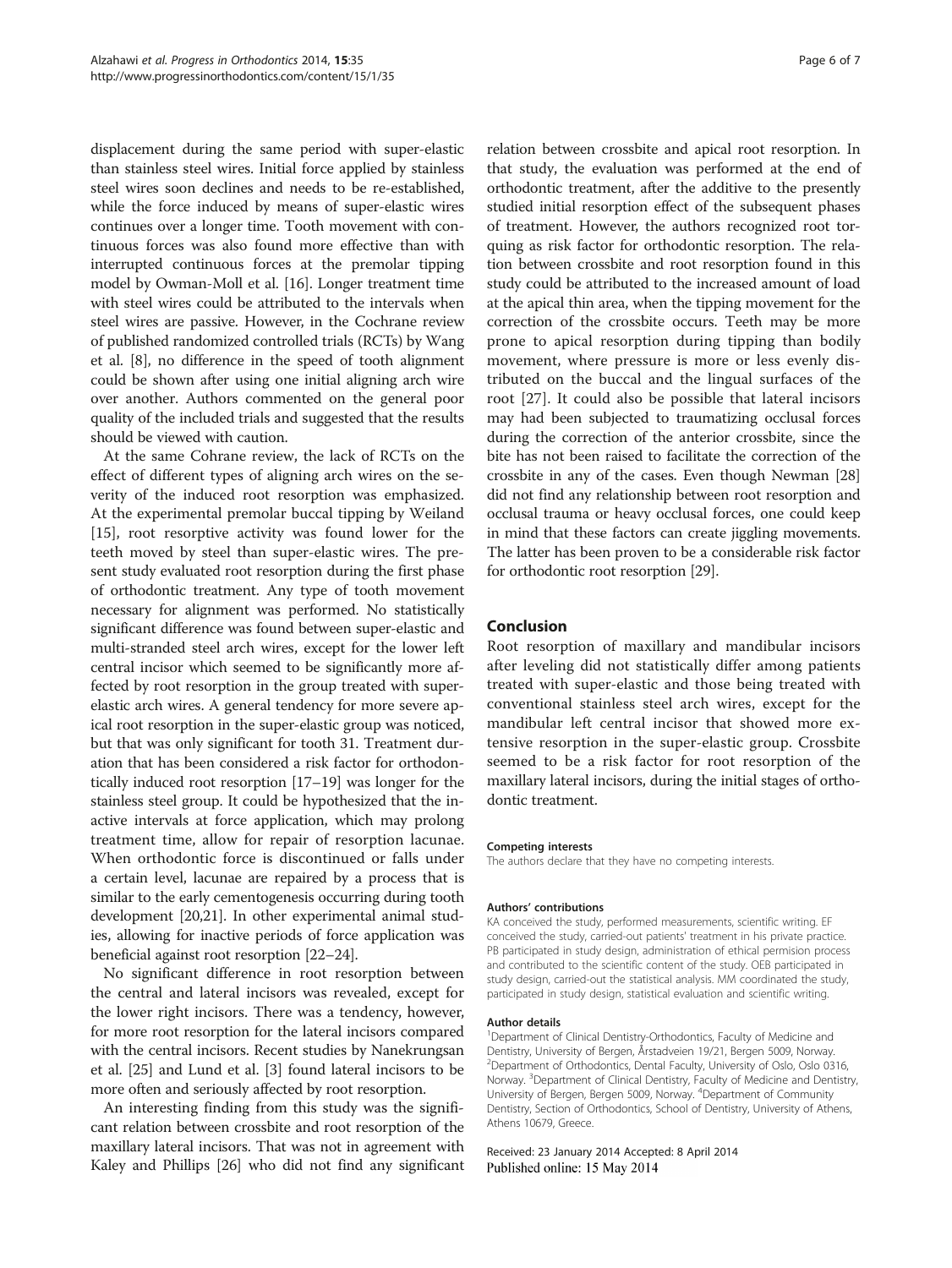displacement during the same period with super-elastic than stainless steel wires. Initial force applied by stainless steel wires soon declines and needs to be re-established, while the force induced by means of super-elastic wires continues over a longer time. Tooth movement with continuous forces was also found more effective than with interrupted continuous forces at the premolar tipping model by Owman-Moll et al. [16]. Longer treatment time with steel wires could be attributed to the intervals when steel wires are passive. However, in the Cochrane review of published randomized controlled trials (RCTs) by Wang et al. [8], no difference in the speed of tooth alignment could be shown after using one initial aligning arch wire over another. Authors commented on the general poor quality of the included trials and suggested that the results should be viewed with caution.

At the same Cohrane review, the lack of RCTs on the effect of different types of aligning arch wires on the severity of the induced root resorption was emphasized. At the experimental premolar buccal tipping by Weiland [15], root resorptive activity was found lower for the teeth moved by steel than super-elastic wires. The present study evaluated root resorption during the first phase of orthodontic treatment. Any type of tooth movement necessary for alignment was performed. No statistically significant difference was found between super-elastic and multi-stranded steel arch wires, except for the lower left central incisor which seemed to be significantly more affected by root resorption in the group treated with super-elastic arch wires. A general tendency for more severe apical root resorption in the super-elastic group was noticed, but that was only significant for tooth 31. Treatment duration that has been considered a risk factor for orthodontically induced root resorption [17–19] was longer for the stainless steel group. It could be hypothesized that the inactive intervals at force application, which may prolong treatment time, allow for repair of resorption lacunae. When orthodontic force is discontinued or falls under a certain level, lacunae are repaired by a process that is similar to the early cementogenesis occurring during tooth development [20,21]. In other experimental animal studies, allowing for inactive periods of force application was beneficial against root resorption [22–24].

No significant difference in root resorption between the central and lateral incisors was revealed, except for the lower right incisors. There was a tendency, however, for more root resorption for the lateral incisors compared with the central incisors. Recent studies by Nanekrungsan et al. [25] and Lund et al. [3] found lateral incisors to be more often and seriously affected by root resorption.

An interesting finding from this study was the significant relation between crossbite and root resorption of the maxillary lateral incisors. That was not in agreement with Kaley and Phillips [26] who did not find any significant relation between crossbite and apical root resorption. In that study, the evaluation was performed at the end of orthodontic treatment, after the additive to the presently studied initial resorption effect of the subsequent phases of treatment. However, the authors recognized root torquing as risk factor for orthodontic resorption. The relation between crossbite and root resorption found in this study could be attributed to the increased amount of load at the apical thin area, when the tipping movement for the correction of the crossbite occurs. Teeth may be more prone to apical resorption during tipping than bodily movement, where pressure is more or less evenly distributed on the buccal and the lingual surfaces of the root [27]. It could also be possible that lateral incisors may had been subjected to traumatizing occlusal forces during the correction of the anterior crossbite, since the bite has not been raised to facilitate the correction of the crossbite in any of the cases. Even though Newman [28] did not find any relationship between root resorption and occlusal trauma or heavy occlusal forces, one could keep in mind that these factors can create jiggling movements. The latter has been proven to be a considerable risk factor for orthodontic root resorption [29].

## Conclusion

Root resorption of maxillary and mandibular incisors after leveling did not statistically differ among patients treated with super-elastic and those being treated with conventional stainless steel arch wires, except for the mandibular left central incisor that showed more extensive resorption in the super-elastic group. Crossbite seemed to be a risk factor for root resorption of the maxillary lateral incisors, during the initial stages of orthodontic treatment.

#### Competing interests

The authors declare that they have no competing interests.

#### Authors' contributions

KA conceived the study, performed measurements, scientific writing. EF conceived the study, carried-out patients' treatment in his private practice. PB participated in study design, administration of ethical permision process and contributed to the scientific content of the study. OEB participated in study design, carried-out the statistical analysis. MM coordinated the study, participated in study design, statistical evaluation and scientific writing.

#### Author details

[1]Department of Clinical Dentistry-Orthodontics, Faculty of Medicine and Dentistry, University of Bergen, Årstadveien 19/21, Bergen 5009, Norway. [2]Department of Orthodontics, Dental Faculty, University of Oslo, Oslo 0316, Norway. [3]Department of Clinical Dentistry, Faculty of Medicine and Dentistry, University of Bergen, Bergen 5009, Norway. [4]Department of Community Dentistry, Section of Orthodontics, School of Dentistry, University of Athens, Athens 10679, Greece.

Received: 23 January 2014 Accepted: 8 April 2014
Published online: 15 May 2014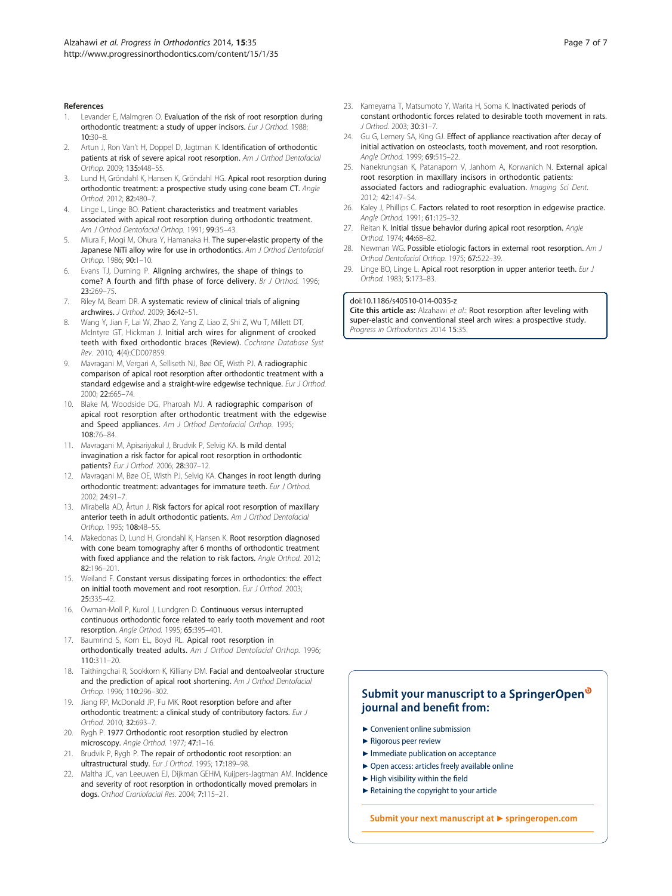## References

1. Levander E, Malmgren O. Evaluation of the risk of root resorption during orthodontic treatment: a study of upper incisors. *Eur J Orthod.* 1988; **10**:30–8.
2. Artun J, Ron Van't H, Doppel D, Jagtman K. Identification of orthodontic patients at risk of severe apical root resorption. *Am J Orthod Dentofacial Orthop.* 2009; **135**:448–55.
3. Lund H, Gröndahl K, Hansen K, Gröndahl HG. Apical root resorption during orthodontic treatment: a prospective study using cone beam CT. *Angle Orthod.* 2012; **82**:480–7.
4. Linge L, Linge BO. Patient characteristics and treatment variables associated with apical root resorption during orthodontic treatment. *Am J Orthod Dentofacial Orthop.* 1991; **99**:35–43.
5. Miura F, Mogi M, Ohura Y, Hamanaka H. The super-elastic property of the Japanese NiTi alloy wire for use in orthodontics. *Am J Orthod Dentofacial Orthop.* 1986; **90**:1–10.
6. Evans TJ, Durning P. Aligning archwires, the shape of things to come? A fourth and fifth phase of force delivery. *Br J Orthod.* 1996; **23**:269–75.
7. Riley M, Bearn DR. A systematic review of clinical trials of aligning archwires. *J Orthod.* 2009; **36**:42–51.
8. Wang Y, Jian F, Lai W, Zhao Z, Yang Z, Liao Z, Shi Z, Wu T, Millett DT, McIntyre GT, Hickman J. Initial arch wires for alignment of crooked teeth with fixed orthodontic braces (Review). *Cochrane Database Syst Rev.* 2010; **4**(4):CD007859.
9. Mavragani M, Vergari A, Selliseth NJ, Bøe OE, Wisth PJ. A radiographic comparison of apical root resorption after orthodontic treatment with a standard edgewise and a straight-wire edgewise technique. *Eur J Orthod.* 2000; **22**:665–74.
10. Blake M, Woodside DG, Pharoah MJ. A radiographic comparison of apical root resorption after orthodontic treatment with the edgewise and Speed appliances. *Am J Orthod Dentofacial Orthop.* 1995; **108**:76–84.
11. Mavragani M, Apisariyakul J, Brudvik P, Selvig KA. Is mild dental invagination a risk factor for apical root resorption in orthodontic patients? *Eur J Orthod.* 2006; **28**:307–12.
12. Mavragani M, Bøe OE, Wisth PJ, Selvig KA. Changes in root length during orthodontic treatment: advantages for immature teeth. *Eur J Orthod.* 2002; **24**:91–7.
13. Mirabella AD, Årtun J. Risk factors for apical root resorption of maxillary anterior teeth in adult orthodontic patients. *Am J Orthod Dentofacial Orthop.* 1995; **108**:48–55.
14. Makedonas D, Lund H, Grondahl K, Hansen K. Root resorption diagnosed with cone beam tomography after 6 months of orthodontic treatment with fixed appliance and the relation to risk factors. *Angle Orthod.* 2012; **82**:196–201.
15. Weiland F. Constant versus dissipating forces in orthodontics: the effect on initial tooth movement and root resorption. *Eur J Orthod.* 2003; **25**:335–42.
16. Owman-Moll P, Kurol J, Lundgren D. Continuous versus interrupted continuous orthodontic force related to early tooth movement and root resorption. *Angle Orthod.* 1995; **65**:395–401.
17. Baumrind S, Korn EL, Boyd RL. Apical root resorption in orthodontically treated adults. *Am J Orthod Dentofacial Orthop.* 1996; **110**:311–20.
18. Taithingchai R, Sookkorn K, Killiany DM. Facial and dentoalveolar structure and the prediction of apical root shortening. *Am J Orthod Dentofacial Orthop.* 1996; **110**:296–302.
19. Jiang RP, McDonald JP, Fu MK. Root resorption before and after orthodontic treatment: a clinical study of contributory factors. *Eur J Orthod.* 2010; **32**:693–7.
20. Rygh P. 1977 Orthodontic root resorption studied by electron microscopy. *Angle Orthod.* 1977; **47**:1–16.
21. Brudvik P, Rygh P. The repair of orthodontic root resorption: an ultrastructural study. *Eur J Orthod.* 1995; **17**:189–98.
22. Maltha JC, van Leeuwen EJ, Dijkman GEHM, Kuijpers-Jagtman AM. Incidence and severity of root resorption in orthodontically moved premolars in dogs. *Orthod Craniofacial Res.* 2004; **7**:115–21.
23. Kameyama T, Matsumoto Y, Warita H, Soma K. Inactivated periods of constant orthodontic forces related to desirable tooth movement in rats. *J Orthod.* 2003; **30**:31–7.
24. Gu G, Lemery SA, King GJ. Effect of appliance reactivation after decay of initial activation on osteoclasts, tooth movement, and root resorption. *Angle Orthod.* 1999; **69**:515–22.
25. Nanekrungsan K, Patanaporn V, Janhom A, Korwanich N. External apical root resorption in maxillary incisors in orthodontic patients: associated factors and radiographic evaluation. *Imaging Sci Dent.* 2012; **42**:147–54.
26. Kaley J, Phillips C. Factors related to root resorption in edgewise practice. *Angle Orthod.* 1991; **61**:125–32.
27. Reitan K. Initial tissue behavior during apical root resorption. *Angle Orthod.* 1974; **44**:68–82.
28. Newman WG. Possible etiologic factors in external root resorption. *Am J Orthod Dentofacial Orthop.* 1975; **67**:522–39.
29. Linge BO, Linge L. Apical root resorption in upper anterior teeth. *Eur J Orthod.* 1983; **5**:173–83.

doi:10.1186/s40510-014-0035-z

**Cite this article as:** Alzahawi *et al.*: Root resorption after leveling with super-elastic and conventional steel arch wires: a prospective study. *Progress in Orthodontics* 2014 **15**:35.

**Submit your manuscript to a SpringerOpen journal and benefit from:**

- ► Convenient online submission
- ► Rigorous peer review
- ► Immediate publication on acceptance
- ► Open access: articles freely available online
- ► High visibility within the field
- ► Retaining the copyright to your article

**Submit your next manuscript at ► springeropen.com**